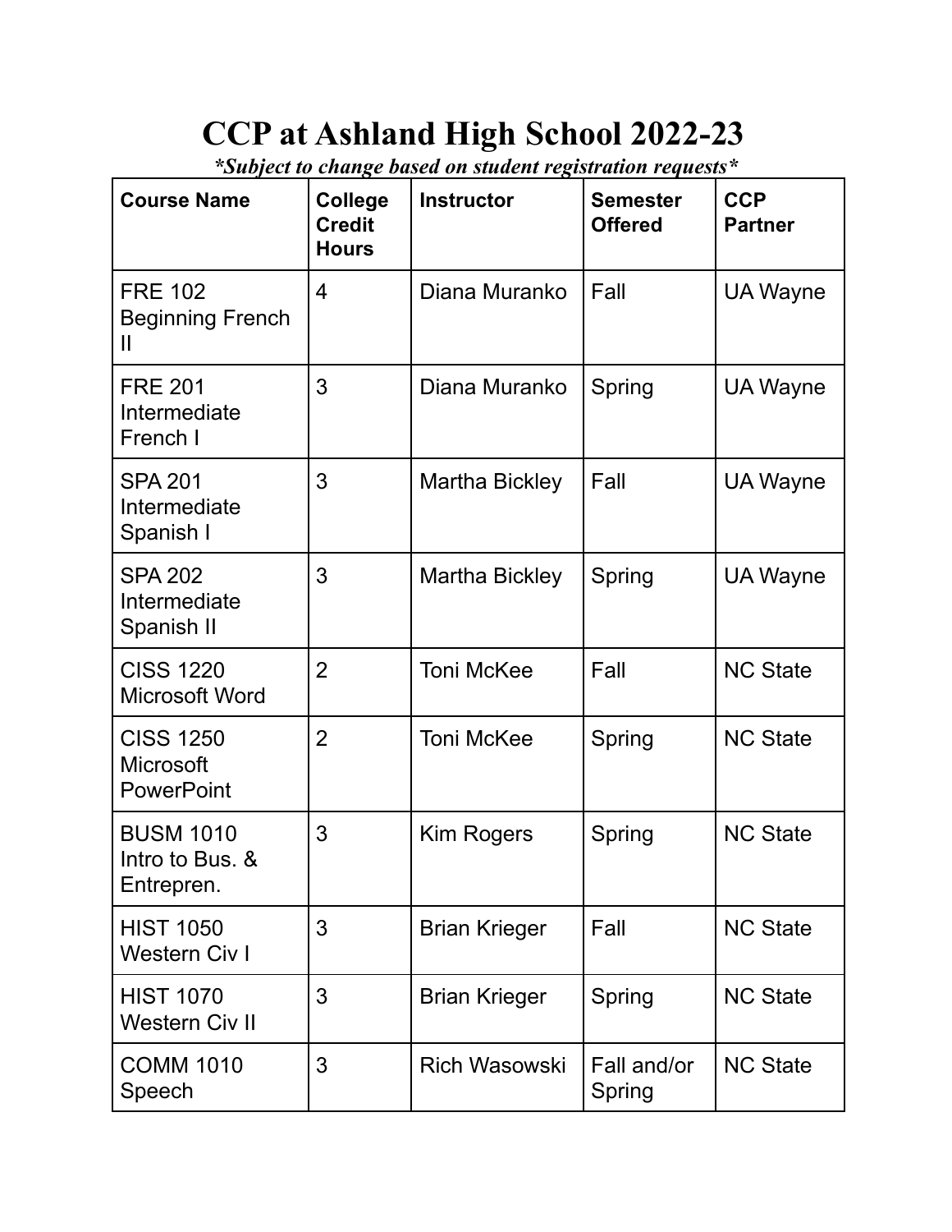# CCP at Ashland High School 2022-23

***Subject to change based on student registration requests***

| Course Name | College Credit Hours | Instructor | Semester Offered | CCP Partner |
|---|---|---|---|---|
| FRE 102 Beginning French II | 4 | Diana Muranko | Fall | UA Wayne |
| FRE 201 Intermediate French I | 3 | Diana Muranko | Spring | UA Wayne |
| SPA 201 Intermediate Spanish I | 3 | Martha Bickley | Fall | UA Wayne |
| SPA 202 Intermediate Spanish II | 3 | Martha Bickley | Spring | UA Wayne |
| CISS 1220 Microsoft Word | 2 | Toni McKee | Fall | NC State |
| CISS 1250 Microsoft PowerPoint | 2 | Toni McKee | Spring | NC State |
| BUSM 1010 Intro to Bus. & Entrepren. | 3 | Kim Rogers | Spring | NC State |
| HIST 1050 Western Civ I | 3 | Brian Krieger | Fall | NC State |
| HIST 1070 Western Civ II | 3 | Brian Krieger | Spring | NC State |
| COMM 1010 Speech | 3 | Rich Wasowski | Fall and/or Spring | NC State |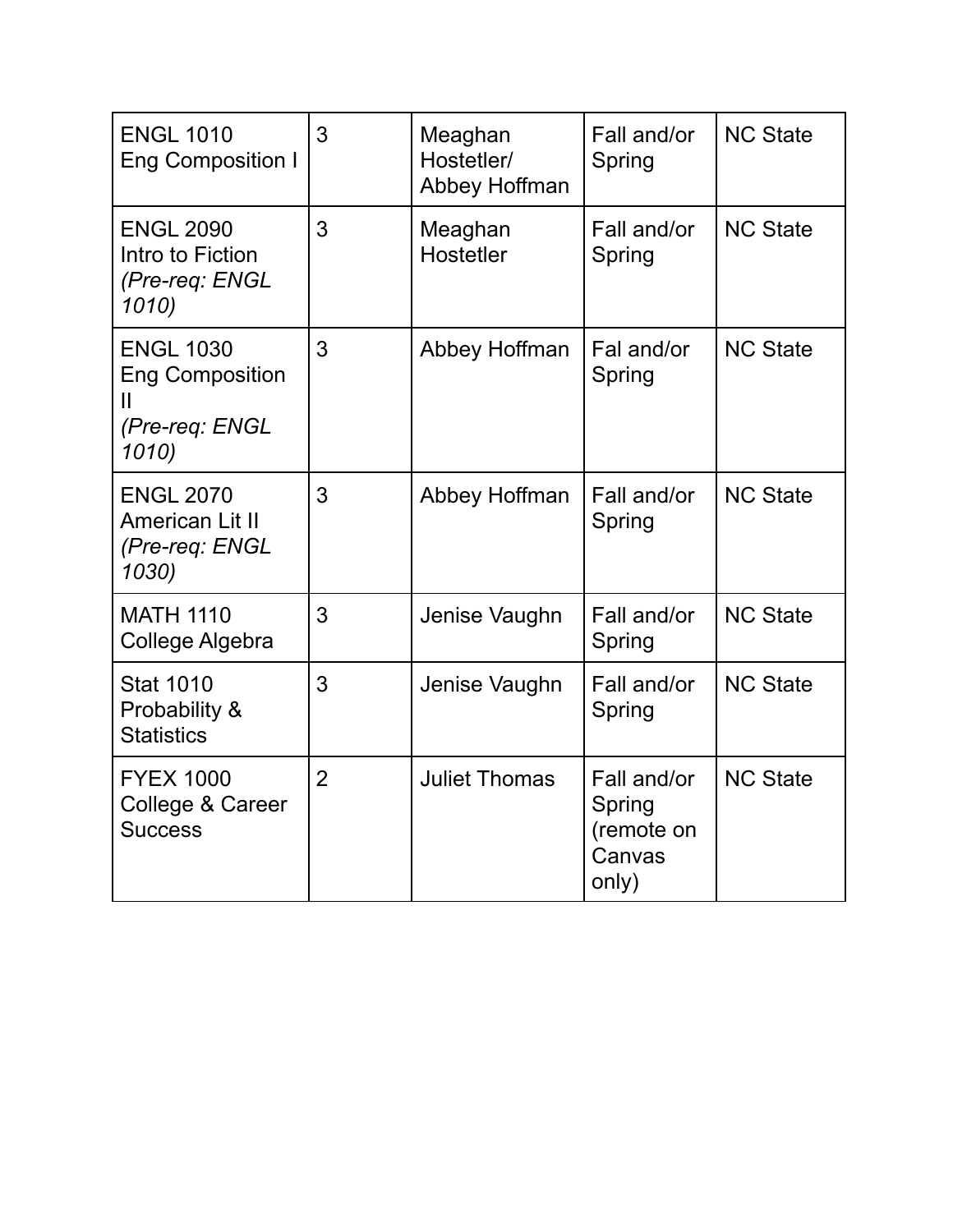| | | | | |
|---|---|---|---|---|
| ENGL 1010<br>Eng Composition I | 3 | Meaghan Hostetler/ Abbey Hoffman | Fall and/or Spring | NC State |
| ENGL 2090<br>Intro to Fiction<br>*(Pre-req: ENGL 1010)* | 3 | Meaghan Hostetler | Fall and/or Spring | NC State |
| ENGL 1030<br>Eng Composition II<br>*(Pre-req: ENGL 1010)* | 3 | Abbey Hoffman | Fal and/or Spring | NC State |
| ENGL 2070<br>American Lit II<br>*(Pre-req: ENGL 1030)* | 3 | Abbey Hoffman | Fall and/or Spring | NC State |
| MATH 1110<br>College Algebra | 3 | Jenise Vaughn | Fall and/or Spring | NC State |
| Stat 1010<br>Probability & Statistics | 3 | Jenise Vaughn | Fall and/or Spring | NC State |
| FYEX 1000<br>College & Career Success | 2 | Juliet Thomas | Fall and/or Spring (remote on Canvas only) | NC State |